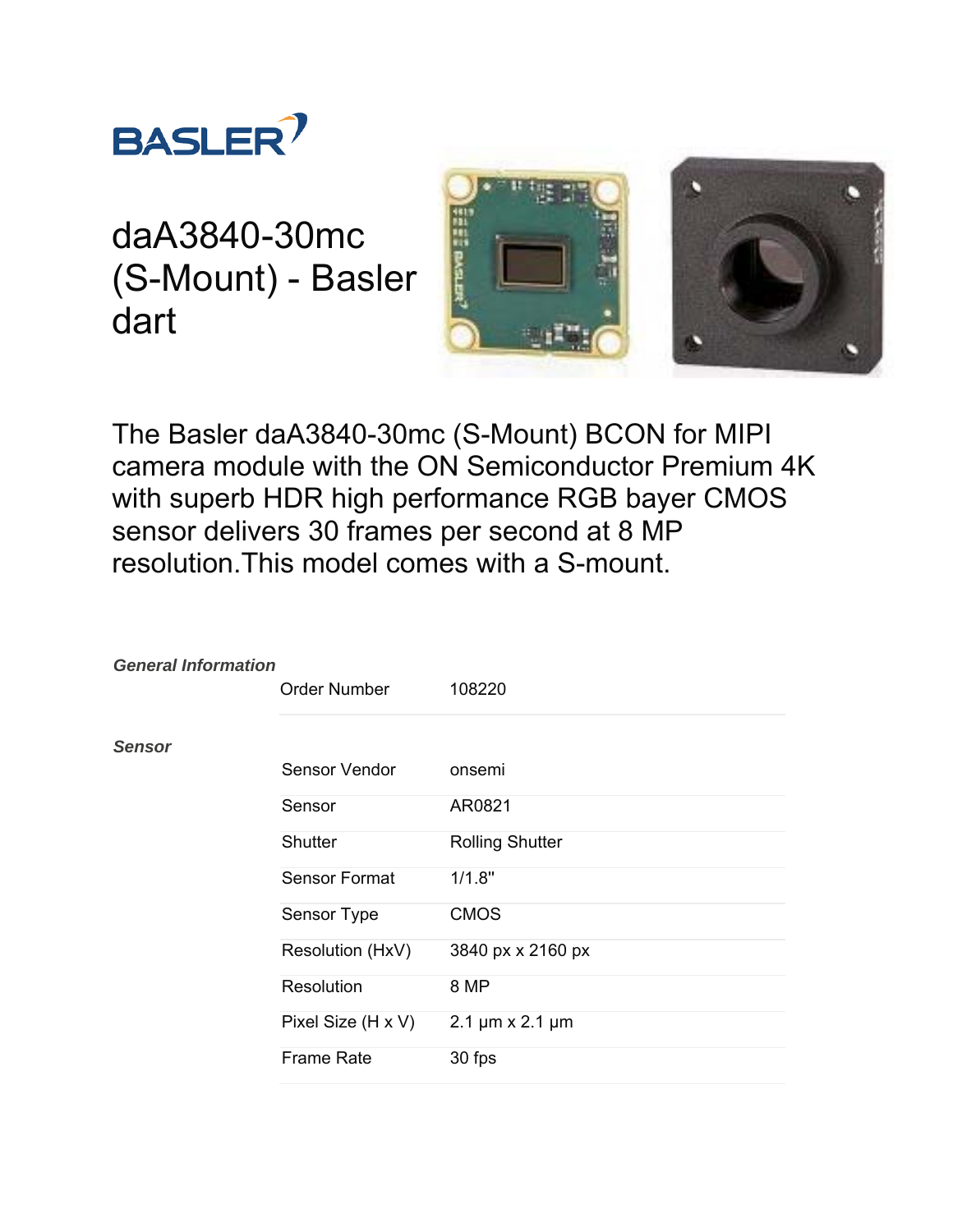BASLER

# daA3840-30mc (S-Mount) - Basler dart

The Basler daA3840-30mc (S-Mount) BCON for MIPI camera module with the ON Semiconductor Premium 4K with superb HDR high performance RGB bayer CMOS sensor delivers 30 frames per second at 8 MP resolution.This model comes with a S-mount.

| | | |
|---|---|---|
| ***General Information*** | | |
| | Order Number | 108220 |
| ***Sensor*** | | |
| | Sensor Vendor | onsemi |
| | Sensor | AR0821 |
| | Shutter | Rolling Shutter |
| | Sensor Format | 1/1.8" |
| | Sensor Type | CMOS |
| | Resolution (HxV) | 3840 px x 2160 px |
| | Resolution | 8 MP |
| | Pixel Size (H x V) | 2.1 µm x 2.1 µm |
| | Frame Rate | 30 fps |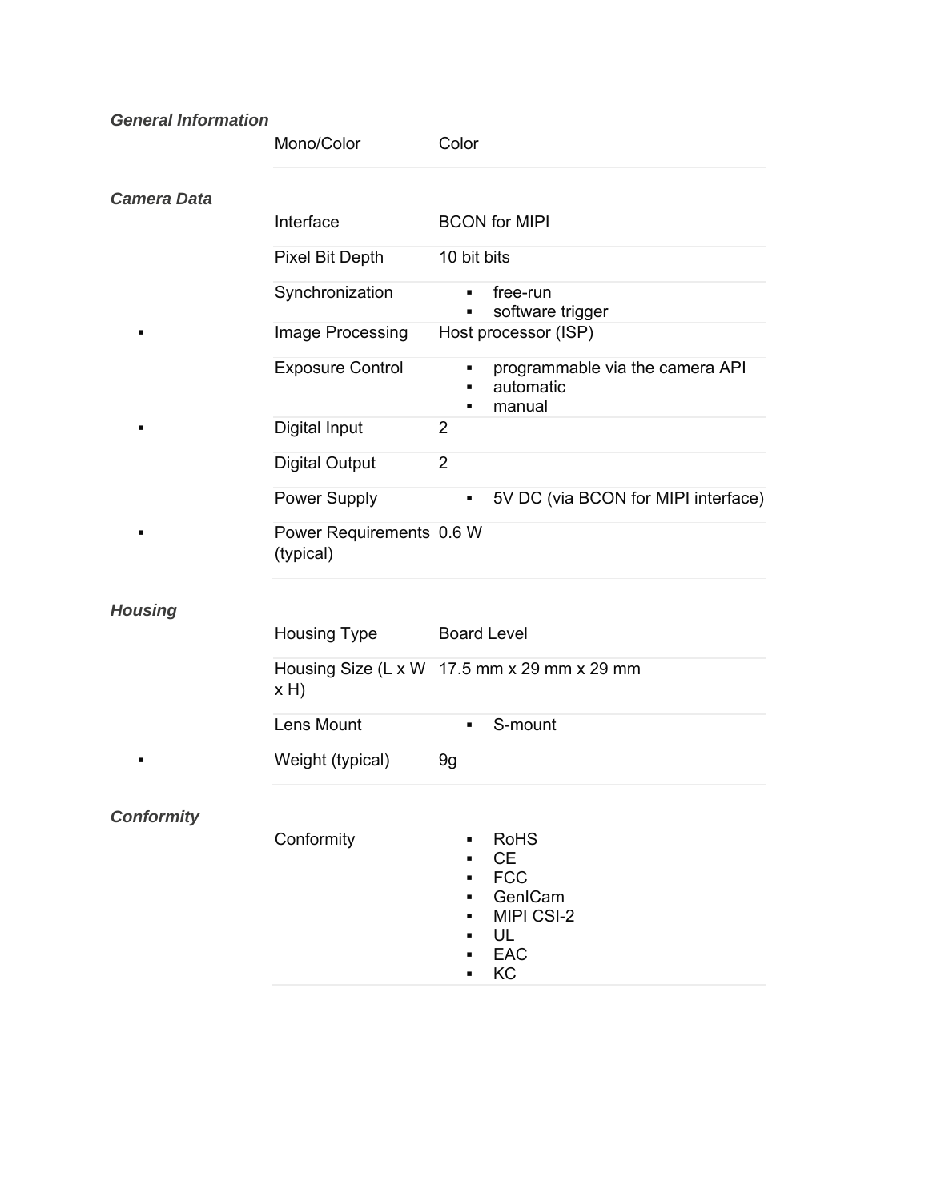### *General Information*

| | |
|---|---|
| Mono/Color | Color |

### *Camera Data*

| | |
|---|---|
| Interface | BCON for MIPI |
| Pixel Bit Depth | 10 bit bits |
| Synchronization | ▪ free-run<br>▪ software trigger |
| Image Processing | Host processor (ISP) |
| Exposure Control | ▪ programmable via the camera API<br>▪ automatic<br>▪ manual |
| Digital Input | 2 |
| Digital Output | 2 |
| Power Supply | ▪ 5V DC (via BCON for MIPI interface) |
| Power Requirements (typical) | 0.6 W |

### *Housing*

| | |
|---|---|
| Housing Type | Board Level |
| Housing Size (L x W x H) | 17.5 mm x 29 mm x 29 mm |
| Lens Mount | ▪ S-mount |
| Weight (typical) | 9g |

### *Conformity*

| | |
|---|---|
| Conformity | ▪ RoHS<br>▪ CE<br>▪ FCC<br>▪ GenICam<br>▪ MIPI CSI-2<br>▪ UL<br>▪ EAC<br>▪ KC |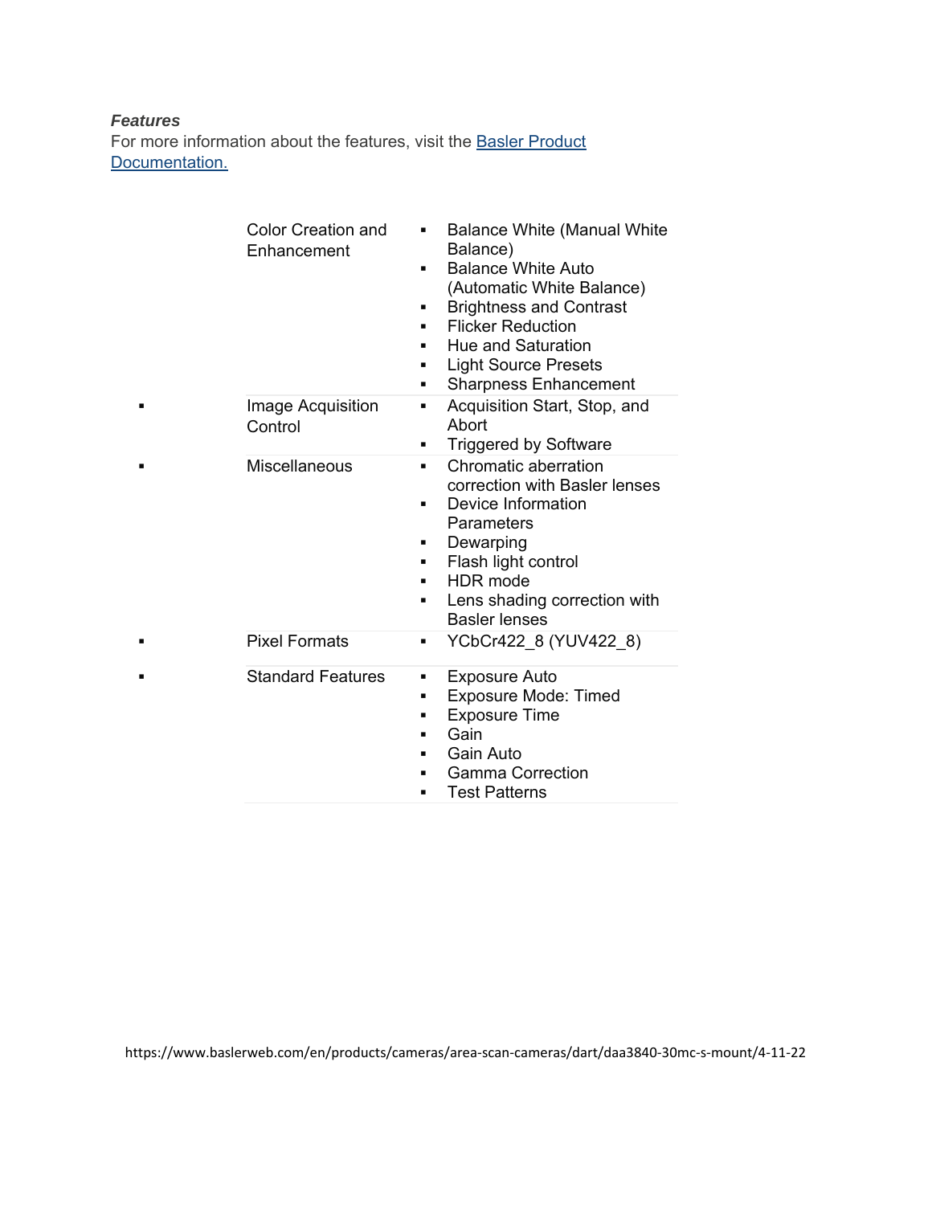***Features***

For more information about the features, visit the [Basler Product Documentation.]()

| | |
|---|---|
| Color Creation and Enhancement | ▪ Balance White (Manual White Balance)<br>▪ Balance White Auto (Automatic White Balance)<br>▪ Brightness and Contrast<br>▪ Flicker Reduction<br>▪ Hue and Saturation<br>▪ Light Source Presets<br>▪ Sharpness Enhancement |
| Image Acquisition Control | ▪ Acquisition Start, Stop, and Abort<br>▪ Triggered by Software |
| Miscellaneous | ▪ Chromatic aberration correction with Basler lenses<br>▪ Device Information Parameters<br>▪ Dewarping<br>▪ Flash light control<br>▪ HDR mode<br>▪ Lens shading correction with Basler lenses |
| Pixel Formats | ▪ YCbCr422_8 (YUV422_8) |
| Standard Features | ▪ Exposure Auto<br>▪ Exposure Mode: Timed<br>▪ Exposure Time<br>▪ Gain<br>▪ Gain Auto<br>▪ Gamma Correction<br>▪ Test Patterns |

https://www.baslerweb.com/en/products/cameras/area-scan-cameras/dart/daa3840-30mc-s-mount/4-11-22